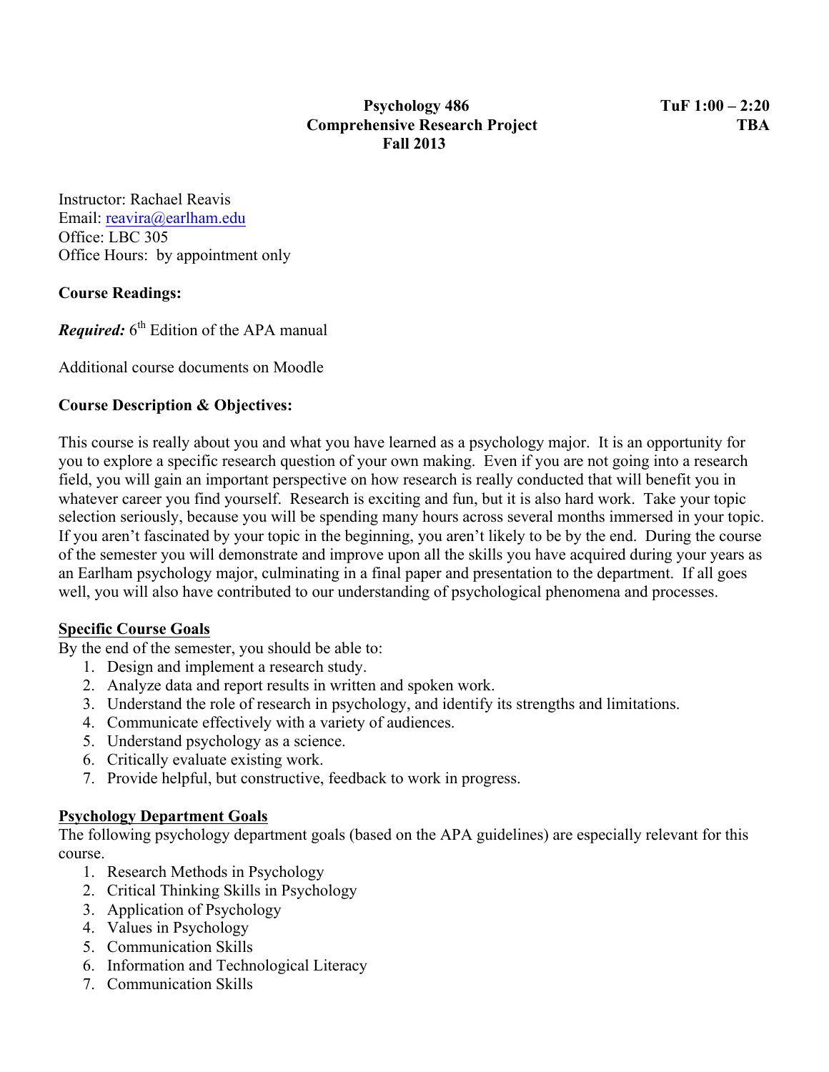**Psychology 486**
**Comprehensive Research Project**
**Fall 2013**

**TuF 1:00 – 2:20**
**TBA**

Instructor: Rachael Reavis
Email: reavira@earlham.edu
Office: LBC 305
Office Hours: by appointment only

**Course Readings:**

***Required:*** 6th Edition of the APA manual

Additional course documents on Moodle

**Course Description & Objectives:**

This course is really about you and what you have learned as a psychology major. It is an opportunity for you to explore a specific research question of your own making. Even if you are not going into a research field, you will gain an important perspective on how research is really conducted that will benefit you in whatever career you find yourself. Research is exciting and fun, but it is also hard work. Take your topic selection seriously, because you will be spending many hours across several months immersed in your topic. If you aren't fascinated by your topic in the beginning, you aren't likely to be by the end. During the course of the semester you will demonstrate and improve upon all the skills you have acquired during your years as an Earlham psychology major, culminating in a final paper and presentation to the department. If all goes well, you will also have contributed to our understanding of psychological phenomena and processes.

**Specific Course Goals**

By the end of the semester, you should be able to:

1. Design and implement a research study.
2. Analyze data and report results in written and spoken work.
3. Understand the role of research in psychology, and identify its strengths and limitations.
4. Communicate effectively with a variety of audiences.
5. Understand psychology as a science.
6. Critically evaluate existing work.
7. Provide helpful, but constructive, feedback to work in progress.

**Psychology Department Goals**

The following psychology department goals (based on the APA guidelines) are especially relevant for this course.

1. Research Methods in Psychology
2. Critical Thinking Skills in Psychology
3. Application of Psychology
4. Values in Psychology
5. Communication Skills
6. Information and Technological Literacy
7. Communication Skills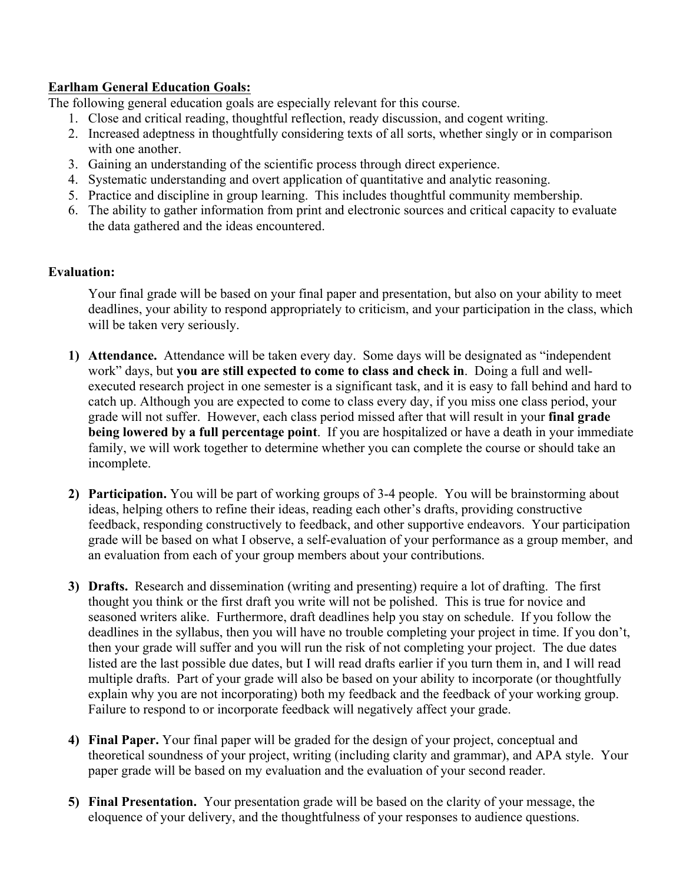**Earlham General Education Goals:**

The following general education goals are especially relevant for this course.

1. Close and critical reading, thoughtful reflection, ready discussion, and cogent writing.
2. Increased adeptness in thoughtfully considering texts of all sorts, whether singly or in comparison with one another.
3. Gaining an understanding of the scientific process through direct experience.
4. Systematic understanding and overt application of quantitative and analytic reasoning.
5. Practice and discipline in group learning. This includes thoughtful community membership.
6. The ability to gather information from print and electronic sources and critical capacity to evaluate the data gathered and the ideas encountered.

**Evaluation:**

Your final grade will be based on your final paper and presentation, but also on your ability to meet deadlines, your ability to respond appropriately to criticism, and your participation in the class, which will be taken very seriously.

1) **Attendance.** Attendance will be taken every day. Some days will be designated as "independent work" days, but **you are still expected to come to class and check in**. Doing a full and well-executed research project in one semester is a significant task, and it is easy to fall behind and hard to catch up. Although you are expected to come to class every day, if you miss one class period, your grade will not suffer. However, each class period missed after that will result in your **final grade being lowered by a full percentage point**. If you are hospitalized or have a death in your immediate family, we will work together to determine whether you can complete the course or should take an incomplete.

2) **Participation.** You will be part of working groups of 3-4 people. You will be brainstorming about ideas, helping others to refine their ideas, reading each other's drafts, providing constructive feedback, responding constructively to feedback, and other supportive endeavors. Your participation grade will be based on what I observe, a self-evaluation of your performance as a group member, and an evaluation from each of your group members about your contributions.

3) **Drafts.** Research and dissemination (writing and presenting) require a lot of drafting. The first thought you think or the first draft you write will not be polished. This is true for novice and seasoned writers alike. Furthermore, draft deadlines help you stay on schedule. If you follow the deadlines in the syllabus, then you will have no trouble completing your project in time. If you don't, then your grade will suffer and you will run the risk of not completing your project. The due dates listed are the last possible due dates, but I will read drafts earlier if you turn them in, and I will read multiple drafts. Part of your grade will also be based on your ability to incorporate (or thoughtfully explain why you are not incorporating) both my feedback and the feedback of your working group. Failure to respond to or incorporate feedback will negatively affect your grade.

4) **Final Paper.** Your final paper will be graded for the design of your project, conceptual and theoretical soundness of your project, writing (including clarity and grammar), and APA style. Your paper grade will be based on my evaluation and the evaluation of your second reader.

5) **Final Presentation.** Your presentation grade will be based on the clarity of your message, the eloquence of your delivery, and the thoughtfulness of your responses to audience questions.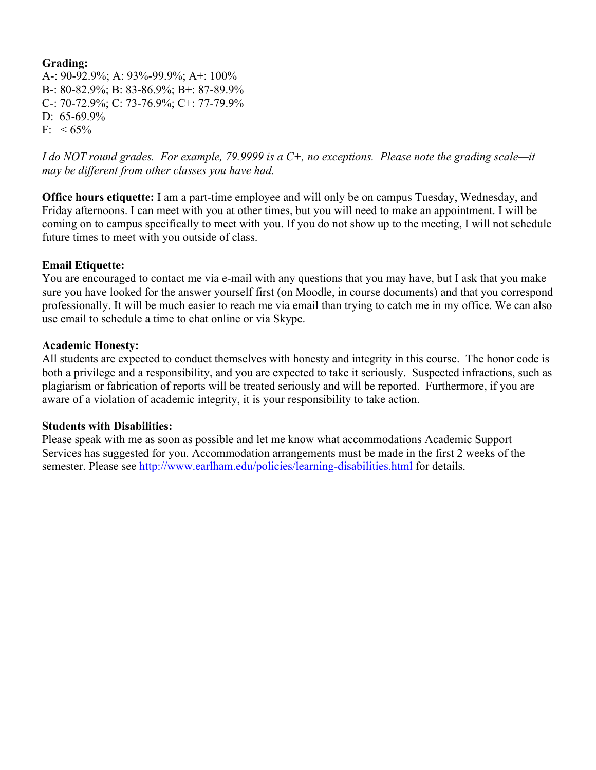**Grading:**
A-: 90-92.9%; A: 93%-99.9%; A+: 100%
B-: 80-82.9%; B: 83-86.9%; B+: 87-89.9%
C-: 70-72.9%; C: 73-76.9%; C+: 77-79.9%
D: 65-69.9%
F: < 65%

*I do NOT round grades. For example, 79.9999 is a C+, no exceptions. Please note the grading scale—it may be different from other classes you have had.*

**Office hours etiquette:** I am a part-time employee and will only be on campus Tuesday, Wednesday, and Friday afternoons. I can meet with you at other times, but you will need to make an appointment. I will be coming on to campus specifically to meet with you. If you do not show up to the meeting, I will not schedule future times to meet with you outside of class.

**Email Etiquette:**
You are encouraged to contact me via e-mail with any questions that you may have, but I ask that you make sure you have looked for the answer yourself first (on Moodle, in course documents) and that you correspond professionally. It will be much easier to reach me via email than trying to catch me in my office. We can also use email to schedule a time to chat online or via Skype.

**Academic Honesty:**
All students are expected to conduct themselves with honesty and integrity in this course. The honor code is both a privilege and a responsibility, and you are expected to take it seriously. Suspected infractions, such as plagiarism or fabrication of reports will be treated seriously and will be reported. Furthermore, if you are aware of a violation of academic integrity, it is your responsibility to take action.

**Students with Disabilities:**
Please speak with me as soon as possible and let me know what accommodations Academic Support Services has suggested for you. Accommodation arrangements must be made in the first 2 weeks of the semester. Please see [http://www.earlham.edu/policies/learning-disabilities.html](http://www.earlham.edu/policies/learning-disabilities.html) for details.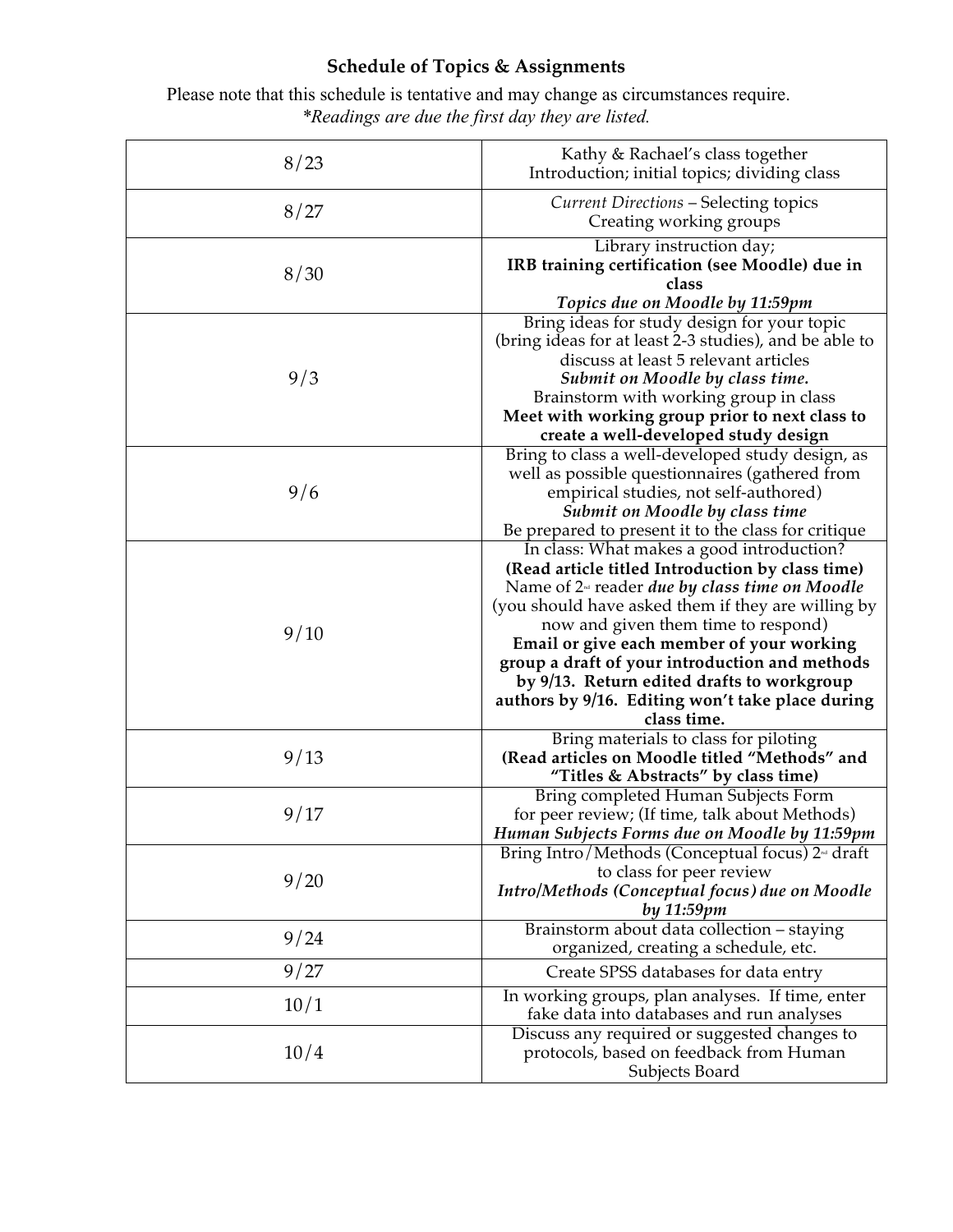## Schedule of Topics & Assignments

Please note that this schedule is tentative and may change as circumstances require.
*\*Readings are due the first day they are listed.*

| Date | Topics & Assignments |
|---|---|
| 8/23 | Kathy & Rachael's class together<br>Introduction; initial topics; dividing class |
| 8/27 | *Current Directions* – Selecting topics<br>Creating working groups |
| 8/30 | Library instruction day;<br>**IRB training certification (see Moodle) due in class**<br>***Topics due on Moodle by 11:59pm*** |
| 9/3 | Bring ideas for study design for your topic (bring ideas for at least 2-3 studies), and be able to discuss at least 5 relevant articles<br>***Submit on Moodle by class time.***<br>Brainstorm with working group in class<br>**Meet with working group prior to next class to create a well-developed study design** |
| 9/6 | Bring to class a well-developed study design, as well as possible questionnaires (gathered from empirical studies, not self-authored)<br>***Submit on Moodle by class time***<br>Be prepared to present it to the class for critique |
| 9/10 | In class: What makes a good introduction?<br>**(Read article titled Introduction by class time)**<br>Name of 2nd reader ***due by class time on Moodle*** (you should have asked them if they are willing by now and given them time to respond)<br>**Email or give each member of your working group a draft of your introduction and methods by 9/13. Return edited drafts to workgroup authors by 9/16. Editing won't take place during class time.** |
| 9/13 | Bring materials to class for piloting<br>**(Read articles on Moodle titled "Methods" and "Titles & Abstracts" by class time)** |
| 9/17 | Bring completed Human Subjects Form for peer review; (If time, talk about Methods)<br>***Human Subjects Forms due on Moodle by 11:59pm*** |
| 9/20 | Bring Intro/Methods (Conceptual focus) 2nd draft to class for peer review<br>***Intro/Methods (Conceptual focus) due on Moodle by 11:59pm*** |
| 9/24 | Brainstorm about data collection – staying organized, creating a schedule, etc. |
| 9/27 | Create SPSS databases for data entry |
| 10/1 | In working groups, plan analyses. If time, enter fake data into databases and run analyses |
| 10/4 | Discuss any required or suggested changes to protocols, based on feedback from Human Subjects Board |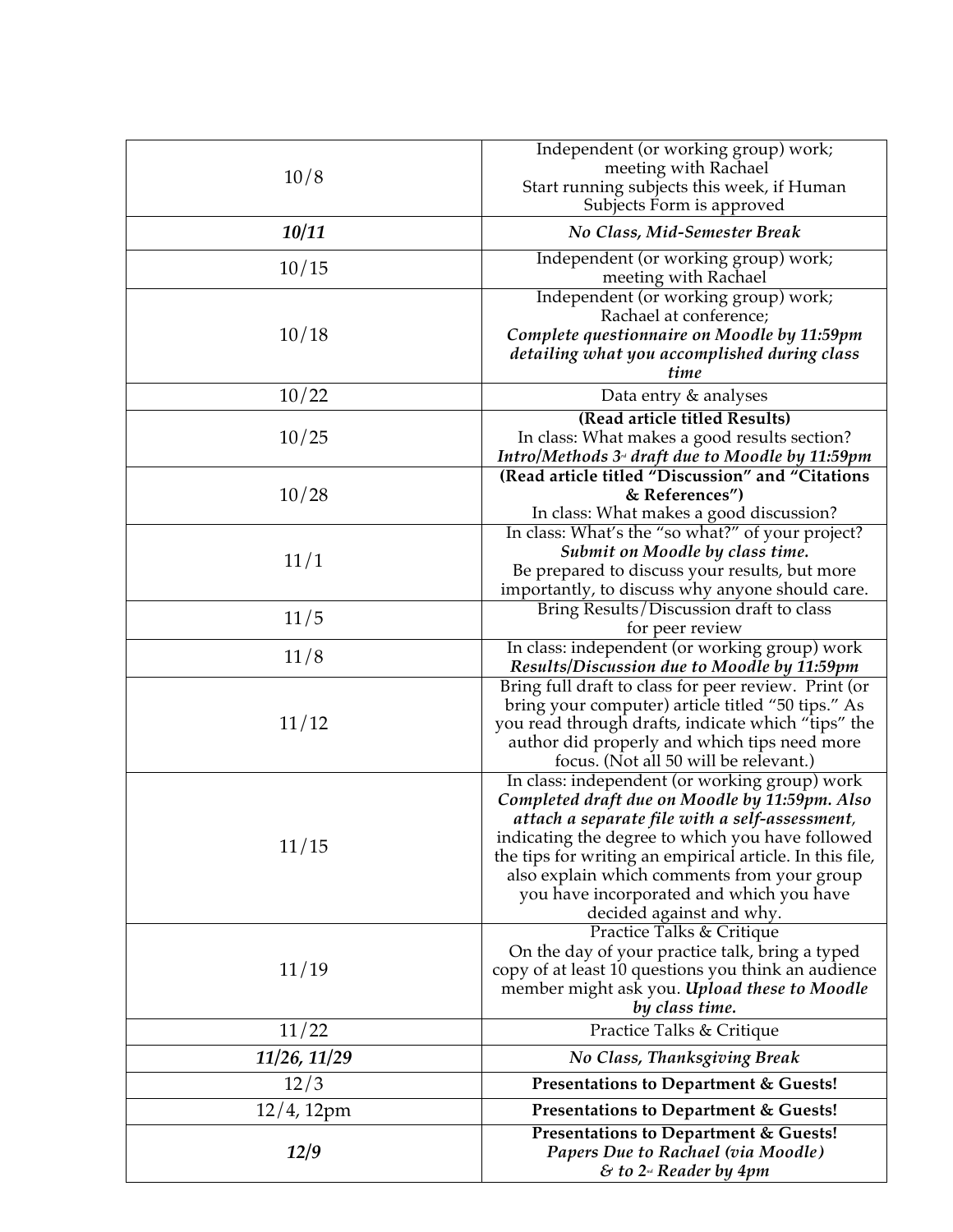| | |
|---|---|
| 10/8 | Independent (or working group) work; meeting with Rachael Start running subjects this week, if Human Subjects Form is approved |
| ***10/11*** | ***No Class, Mid-Semester Break*** |
| 10/15 | Independent (or working group) work; meeting with Rachael |
| 10/18 | Independent (or working group) work; Rachael at conference; ***Complete questionnaire on Moodle by 11:59pm detailing what you accomplished during class time*** |
| 10/22 | Data entry & analyses |
| 10/25 | **(Read article titled Results)** In class: What makes a good results section? ***Intro/Methods 3rd draft due to Moodle by 11:59pm*** |
| 10/28 | **(Read article titled "Discussion" and "Citations & References")** In class: What makes a good discussion? |
| 11/1 | In class: What's the "so what?" of your project? ***Submit on Moodle by class time.*** Be prepared to discuss your results, but more importantly, to discuss why anyone should care. |
| 11/5 | Bring Results/Discussion draft to class for peer review |
| 11/8 | In class: independent (or working group) work ***Results/Discussion due to Moodle by 11:59pm*** |
| 11/12 | Bring full draft to class for peer review. Print (or bring your computer) article titled "50 tips." As you read through drafts, indicate which "tips" the author did properly and which tips need more focus. (Not all 50 will be relevant.) |
| 11/15 | In class: independent (or working group) work ***Completed draft due on Moodle by 11:59pm. Also attach a separate file with a self-assessment,*** indicating the degree to which you have followed the tips for writing an empirical article. In this file, also explain which comments from your group you have incorporated and which you have decided against and why. |
| 11/19 | Practice Talks & Critique On the day of your practice talk, bring a typed copy of at least 10 questions you think an audience member might ask you. ***Upload these to Moodle by class time.*** |
| 11/22 | Practice Talks & Critique |
| ***11/26, 11/29*** | ***No Class, Thanksgiving Break*** |
| 12/3 | **Presentations to Department & Guests!** |
| 12/4, 12pm | **Presentations to Department & Guests!** |
| ***12/9*** | **Presentations to Department & Guests!** ***Papers Due to Rachael (via Moodle) & to 2nd Reader by 4pm*** |